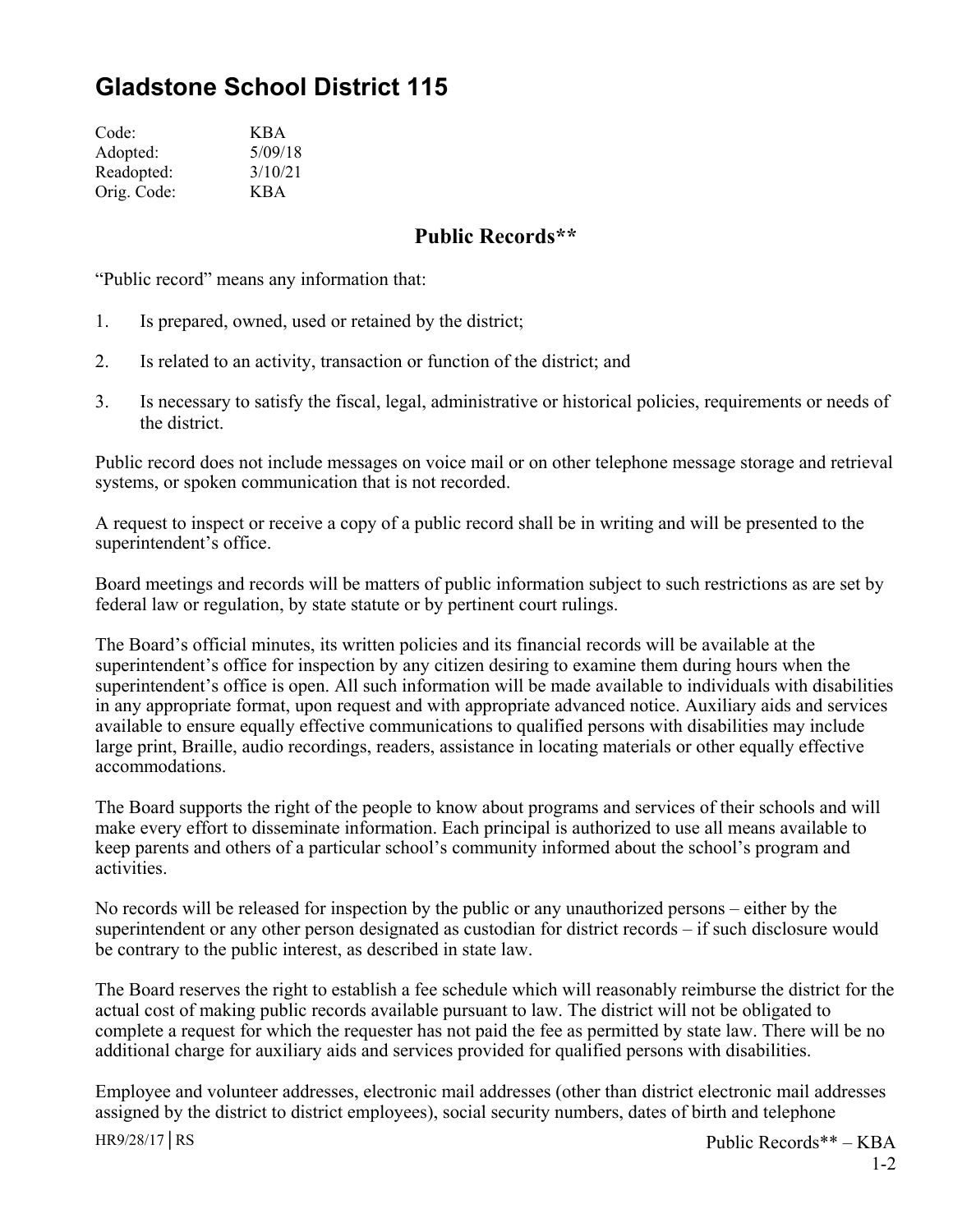# Gladstone School District 115

Code: KBA
Adopted: 5/09/18
Readopted: 3/10/21
Orig. Code: KBA

## Public Records**

"Public record" means any information that:

1. Is prepared, owned, used or retained by the district;

2. Is related to an activity, transaction or function of the district; and

3. Is necessary to satisfy the fiscal, legal, administrative or historical policies, requirements or needs of the district.

Public record does not include messages on voice mail or on other telephone message storage and retrieval systems, or spoken communication that is not recorded.

A request to inspect or receive a copy of a public record shall be in writing and will be presented to the superintendent's office.

Board meetings and records will be matters of public information subject to such restrictions as are set by federal law or regulation, by state statute or by pertinent court rulings.

The Board's official minutes, its written policies and its financial records will be available at the superintendent's office for inspection by any citizen desiring to examine them during hours when the superintendent's office is open. All such information will be made available to individuals with disabilities in any appropriate format, upon request and with appropriate advanced notice. Auxiliary aids and services available to ensure equally effective communications to qualified persons with disabilities may include large print, Braille, audio recordings, readers, assistance in locating materials or other equally effective accommodations.

The Board supports the right of the people to know about programs and services of their schools and will make every effort to disseminate information. Each principal is authorized to use all means available to keep parents and others of a particular school's community informed about the school's program and activities.

No records will be released for inspection by the public or any unauthorized persons – either by the superintendent or any other person designated as custodian for district records – if such disclosure would be contrary to the public interest, as described in state law.

The Board reserves the right to establish a fee schedule which will reasonably reimburse the district for the actual cost of making public records available pursuant to law. The district will not be obligated to complete a request for which the requester has not paid the fee as permitted by state law. There will be no additional charge for auxiliary aids and services provided for qualified persons with disabilities.

Employee and volunteer addresses, electronic mail addresses (other than district electronic mail addresses assigned by the district to district employees), social security numbers, dates of birth and telephone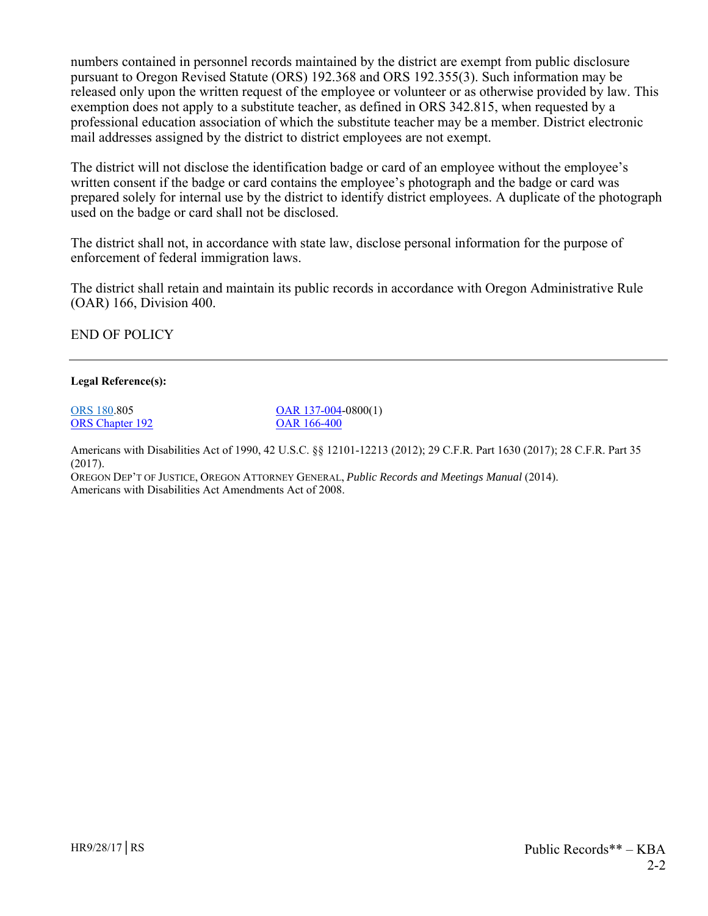numbers contained in personnel records maintained by the district are exempt from public disclosure pursuant to Oregon Revised Statute (ORS) 192.368 and ORS 192.355(3). Such information may be released only upon the written request of the employee or volunteer or as otherwise provided by law. This exemption does not apply to a substitute teacher, as defined in ORS 342.815, when requested by a professional education association of which the substitute teacher may be a member. District electronic mail addresses assigned by the district to district employees are not exempt.

The district will not disclose the identification badge or card of an employee without the employee's written consent if the badge or card contains the employee's photograph and the badge or card was prepared solely for internal use by the district to identify district employees. A duplicate of the photograph used on the badge or card shall not be disclosed.

The district shall not, in accordance with state law, disclose personal information for the purpose of enforcement of federal immigration laws.

The district shall retain and maintain its public records in accordance with Oregon Administrative Rule (OAR) 166, Division 400.

END OF POLICY

---

**Legal Reference(s):**

| | |
|---|---|
| ORS 180.805 | OAR 137-004-0800(1) |
| ORS Chapter 192 | OAR 166-400 |

Americans with Disabilities Act of 1990, 42 U.S.C. §§ 12101-12213 (2012); 29 C.F.R. Part 1630 (2017); 28 C.F.R. Part 35 (2017).

OREGON DEP'T OF JUSTICE, OREGON ATTORNEY GENERAL, *Public Records and Meetings Manual* (2014).

Americans with Disabilities Act Amendments Act of 2008.